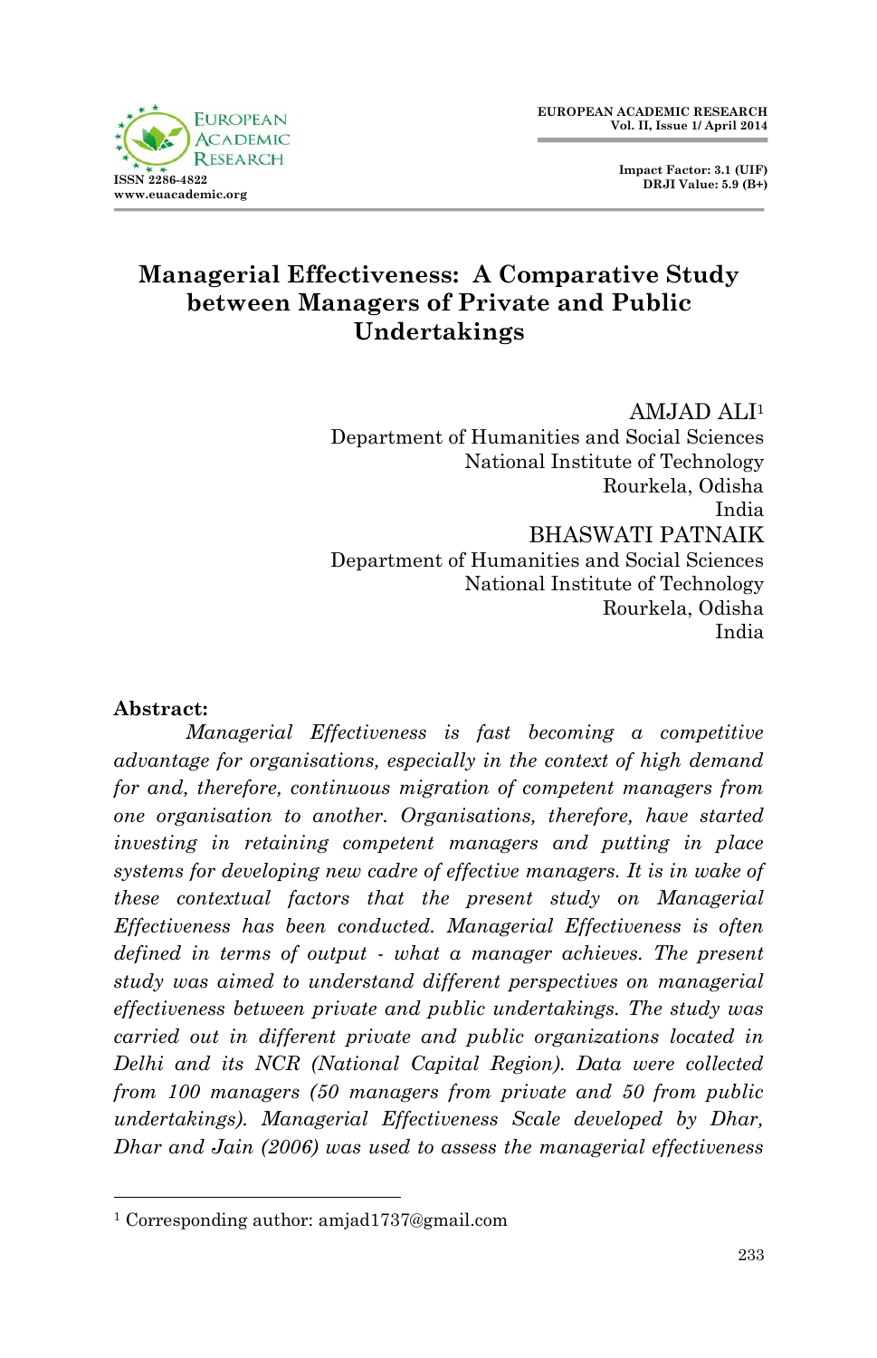# Managerial Effectiveness: A Comparative Study between Managers of Private and Public Undertakings

AMJAD ALI[1]
Department of Humanities and Social Sciences
National Institute of Technology
Rourkela, Odisha
India

BHASWATI PATNAIK
Department of Humanities and Social Sciences
National Institute of Technology
Rourkela, Odisha
India

**Abstract:**

*Managerial Effectiveness is fast becoming a competitive advantage for organisations, especially in the context of high demand for and, therefore, continuous migration of competent managers from one organisation to another. Organisations, therefore, have started investing in retaining competent managers and putting in place systems for developing new cadre of effective managers. It is in wake of these contextual factors that the present study on Managerial Effectiveness has been conducted. Managerial Effectiveness is often defined in terms of output - what a manager achieves. The present study was aimed to understand different perspectives on managerial effectiveness between private and public undertakings. The study was carried out in different private and public organizations located in Delhi and its NCR (National Capital Region). Data were collected from 100 managers (50 managers from private and 50 from public undertakings). Managerial Effectiveness Scale developed by Dhar, Dhar and Jain (2006) was used to assess the managerial effectiveness*

[1] Corresponding author: amjad1737@gmail.com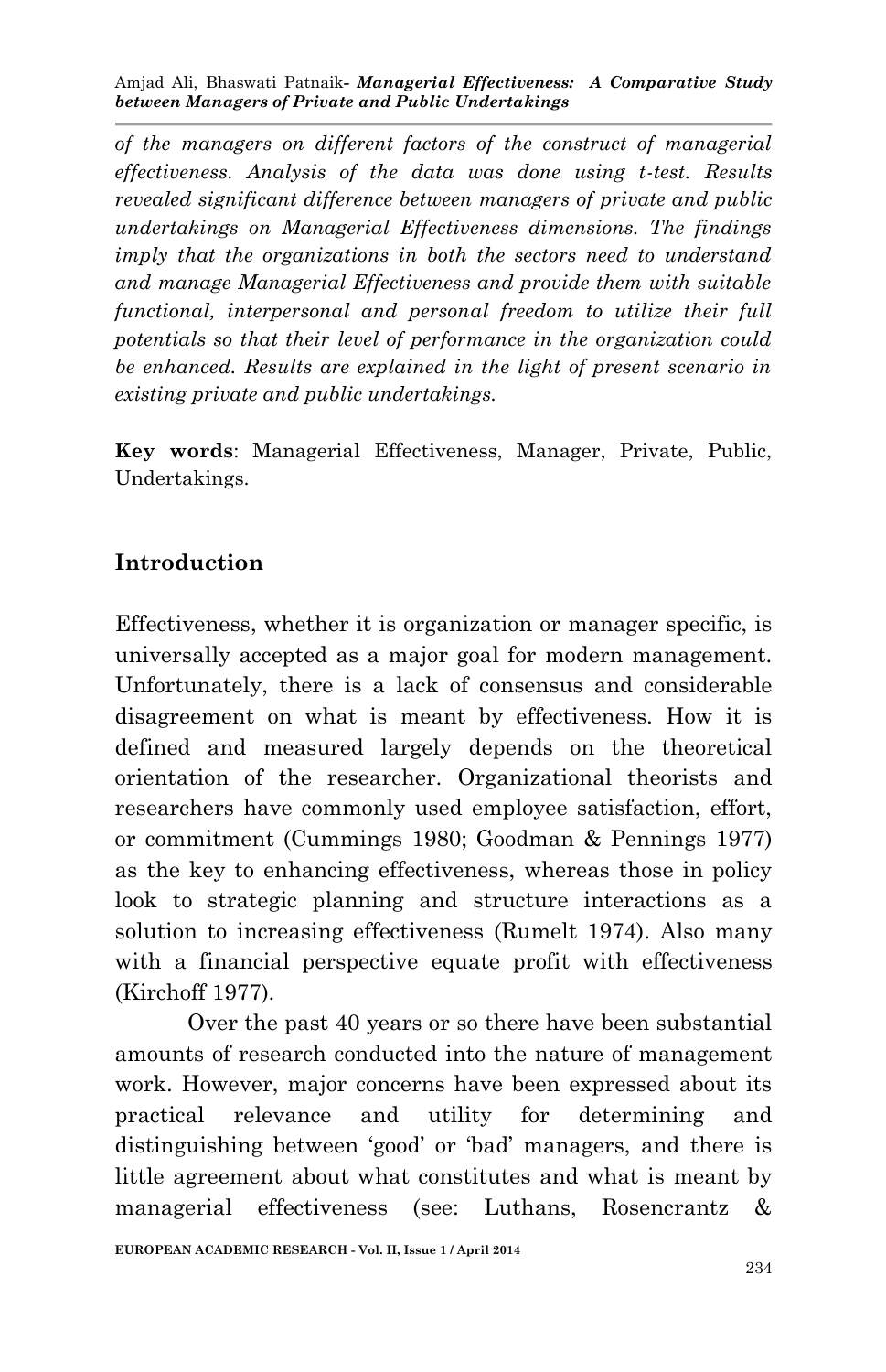*of the managers on different factors of the construct of managerial effectiveness. Analysis of the data was done using t-test. Results revealed significant difference between managers of private and public undertakings on Managerial Effectiveness dimensions. The findings imply that the organizations in both the sectors need to understand and manage Managerial Effectiveness and provide them with suitable functional, interpersonal and personal freedom to utilize their full potentials so that their level of performance in the organization could be enhanced. Results are explained in the light of present scenario in existing private and public undertakings.*

**Key words**: Managerial Effectiveness, Manager, Private, Public, Undertakings.

## Introduction

Effectiveness, whether it is organization or manager specific, is universally accepted as a major goal for modern management. Unfortunately, there is a lack of consensus and considerable disagreement on what is meant by effectiveness. How it is defined and measured largely depends on the theoretical orientation of the researcher. Organizational theorists and researchers have commonly used employee satisfaction, effort, or commitment (Cummings 1980; Goodman & Pennings 1977) as the key to enhancing effectiveness, whereas those in policy look to strategic planning and structure interactions as a solution to increasing effectiveness (Rumelt 1974). Also many with a financial perspective equate profit with effectiveness (Kirchoff 1977).

Over the past 40 years or so there have been substantial amounts of research conducted into the nature of management work. However, major concerns have been expressed about its practical relevance and utility for determining and distinguishing between 'good' or 'bad' managers, and there is little agreement about what constitutes and what is meant by managerial effectiveness (see: Luthans, Rosencrantz &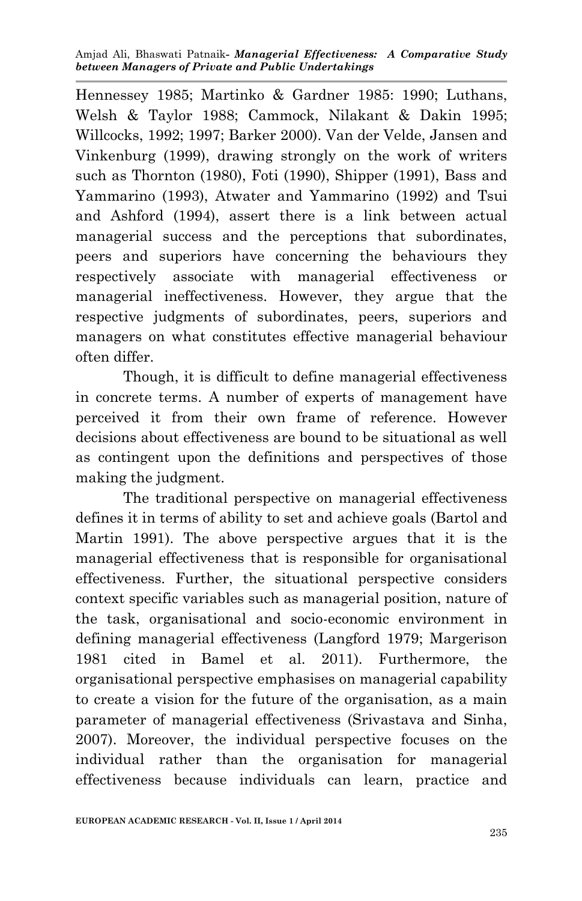Hennessey 1985; Martinko & Gardner 1985: 1990; Luthans, Welsh & Taylor 1988; Cammock, Nilakant & Dakin 1995; Willcocks, 1992; 1997; Barker 2000). Van der Velde, Jansen and Vinkenburg (1999), drawing strongly on the work of writers such as Thornton (1980), Foti (1990), Shipper (1991), Bass and Yammarino (1993), Atwater and Yammarino (1992) and Tsui and Ashford (1994), assert there is a link between actual managerial success and the perceptions that subordinates, peers and superiors have concerning the behaviours they respectively associate with managerial effectiveness or managerial ineffectiveness. However, they argue that the respective judgments of subordinates, peers, superiors and managers on what constitutes effective managerial behaviour often differ.

Though, it is difficult to define managerial effectiveness in concrete terms. A number of experts of management have perceived it from their own frame of reference. However decisions about effectiveness are bound to be situational as well as contingent upon the definitions and perspectives of those making the judgment.

The traditional perspective on managerial effectiveness defines it in terms of ability to set and achieve goals (Bartol and Martin 1991). The above perspective argues that it is the managerial effectiveness that is responsible for organisational effectiveness. Further, the situational perspective considers context specific variables such as managerial position, nature of the task, organisational and socio-economic environment in defining managerial effectiveness (Langford 1979; Margerison 1981 cited in Bamel et al. 2011). Furthermore, the organisational perspective emphasises on managerial capability to create a vision for the future of the organisation, as a main parameter of managerial effectiveness (Srivastava and Sinha, 2007). Moreover, the individual perspective focuses on the individual rather than the organisation for managerial effectiveness because individuals can learn, practice and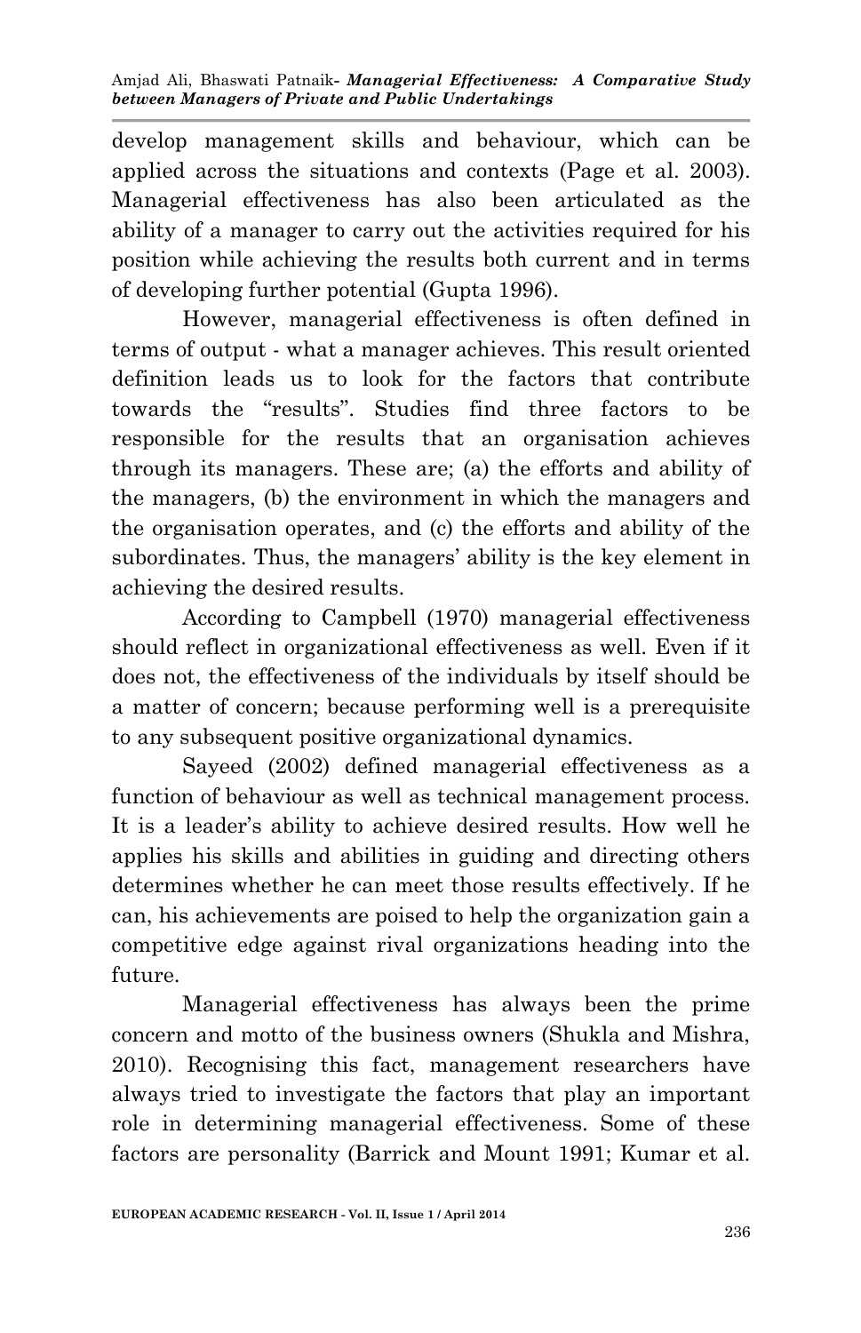develop management skills and behaviour, which can be applied across the situations and contexts (Page et al. 2003). Managerial effectiveness has also been articulated as the ability of a manager to carry out the activities required for his position while achieving the results both current and in terms of developing further potential (Gupta 1996).

However, managerial effectiveness is often defined in terms of output - what a manager achieves. This result oriented definition leads us to look for the factors that contribute towards the "results". Studies find three factors to be responsible for the results that an organisation achieves through its managers. These are; (a) the efforts and ability of the managers, (b) the environment in which the managers and the organisation operates, and (c) the efforts and ability of the subordinates. Thus, the managers' ability is the key element in achieving the desired results.

According to Campbell (1970) managerial effectiveness should reflect in organizational effectiveness as well. Even if it does not, the effectiveness of the individuals by itself should be a matter of concern; because performing well is a prerequisite to any subsequent positive organizational dynamics.

Sayeed (2002) defined managerial effectiveness as a function of behaviour as well as technical management process. It is a leader's ability to achieve desired results. How well he applies his skills and abilities in guiding and directing others determines whether he can meet those results effectively. If he can, his achievements are poised to help the organization gain a competitive edge against rival organizations heading into the future.

Managerial effectiveness has always been the prime concern and motto of the business owners (Shukla and Mishra, 2010). Recognising this fact, management researchers have always tried to investigate the factors that play an important role in determining managerial effectiveness. Some of these factors are personality (Barrick and Mount 1991; Kumar et al.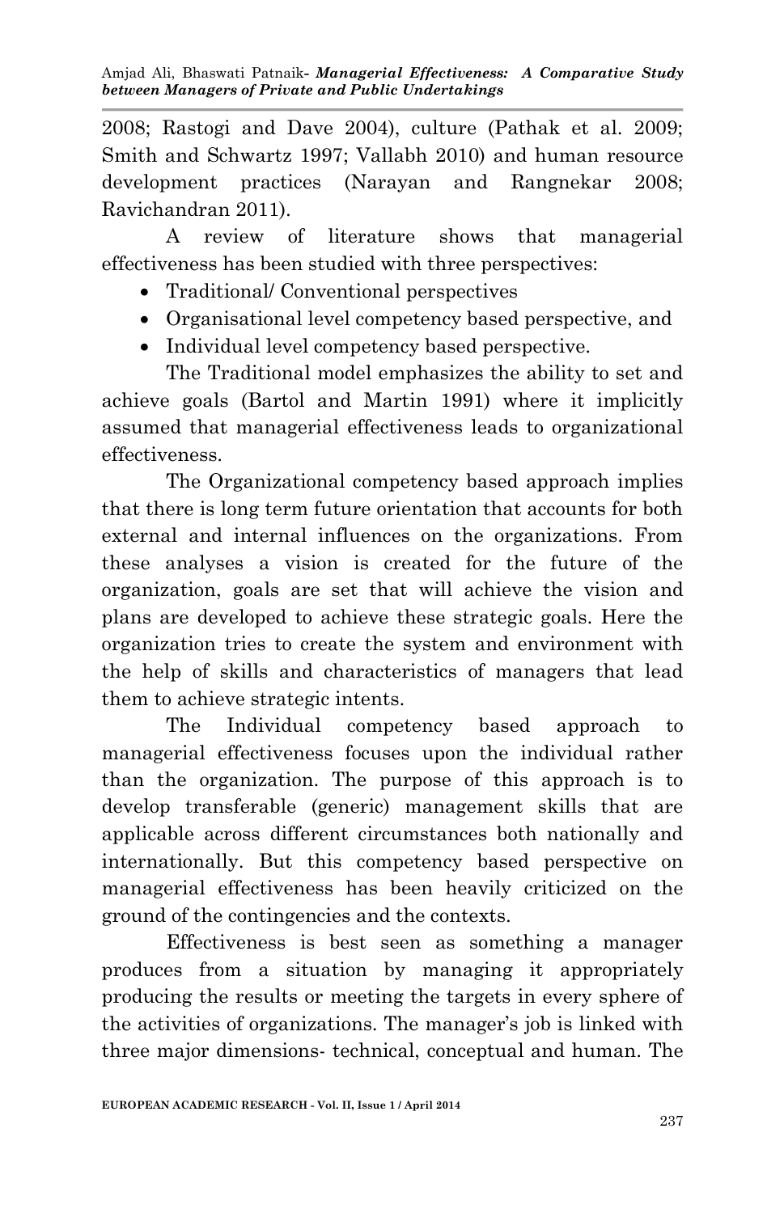2008; Rastogi and Dave 2004), culture (Pathak et al. 2009; Smith and Schwartz 1997; Vallabh 2010) and human resource development practices (Narayan and Rangnekar 2008; Ravichandran 2011).

A review of literature shows that managerial effectiveness has been studied with three perspectives:

- Traditional/ Conventional perspectives
- Organisational level competency based perspective, and
- Individual level competency based perspective.

The Traditional model emphasizes the ability to set and achieve goals (Bartol and Martin 1991) where it implicitly assumed that managerial effectiveness leads to organizational effectiveness.

The Organizational competency based approach implies that there is long term future orientation that accounts for both external and internal influences on the organizations. From these analyses a vision is created for the future of the organization, goals are set that will achieve the vision and plans are developed to achieve these strategic goals. Here the organization tries to create the system and environment with the help of skills and characteristics of managers that lead them to achieve strategic intents.

The Individual competency based approach to managerial effectiveness focuses upon the individual rather than the organization. The purpose of this approach is to develop transferable (generic) management skills that are applicable across different circumstances both nationally and internationally. But this competency based perspective on managerial effectiveness has been heavily criticized on the ground of the contingencies and the contexts.

Effectiveness is best seen as something a manager produces from a situation by managing it appropriately producing the results or meeting the targets in every sphere of the activities of organizations. The manager's job is linked with three major dimensions- technical, conceptual and human. The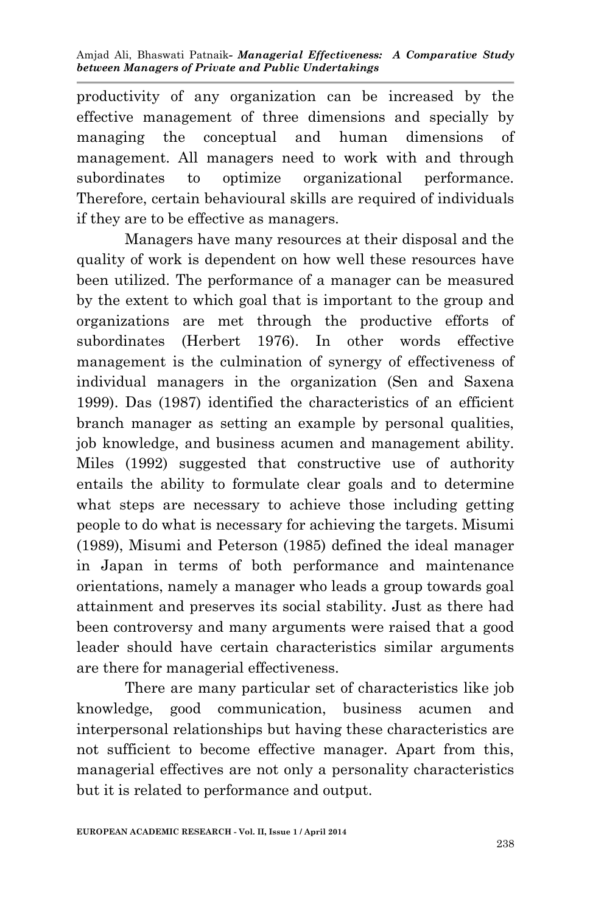productivity of any organization can be increased by the effective management of three dimensions and specially by managing the conceptual and human dimensions of management. All managers need to work with and through subordinates to optimize organizational performance. Therefore, certain behavioural skills are required of individuals if they are to be effective as managers.

Managers have many resources at their disposal and the quality of work is dependent on how well these resources have been utilized. The performance of a manager can be measured by the extent to which goal that is important to the group and organizations are met through the productive efforts of subordinates (Herbert 1976). In other words effective management is the culmination of synergy of effectiveness of individual managers in the organization (Sen and Saxena 1999). Das (1987) identified the characteristics of an efficient branch manager as setting an example by personal qualities, job knowledge, and business acumen and management ability. Miles (1992) suggested that constructive use of authority entails the ability to formulate clear goals and to determine what steps are necessary to achieve those including getting people to do what is necessary for achieving the targets. Misumi (1989), Misumi and Peterson (1985) defined the ideal manager in Japan in terms of both performance and maintenance orientations, namely a manager who leads a group towards goal attainment and preserves its social stability. Just as there had been controversy and many arguments were raised that a good leader should have certain characteristics similar arguments are there for managerial effectiveness.

There are many particular set of characteristics like job knowledge, good communication, business acumen and interpersonal relationships but having these characteristics are not sufficient to become effective manager. Apart from this, managerial effectives are not only a personality characteristics but it is related to performance and output.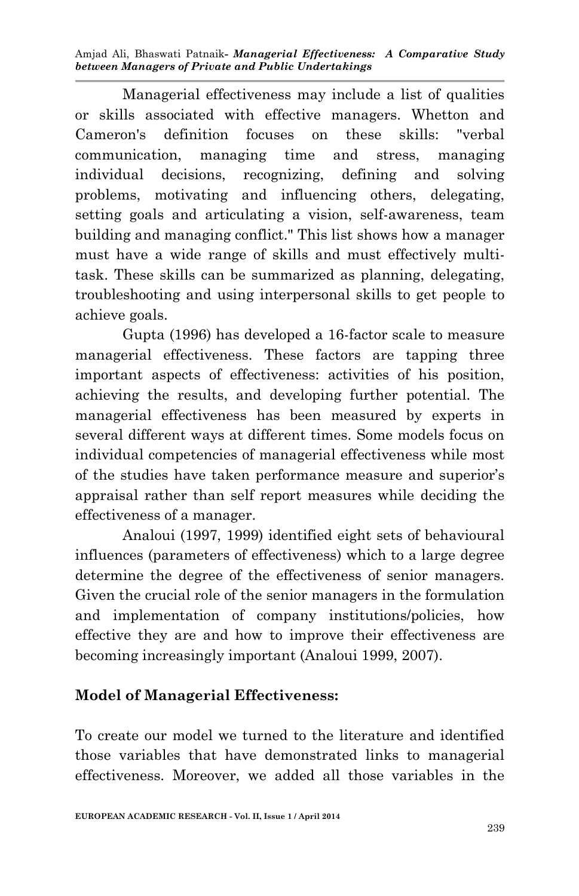Managerial effectiveness may include a list of qualities or skills associated with effective managers. Whetton and Cameron's definition focuses on these skills: "verbal communication, managing time and stress, managing individual decisions, recognizing, defining and solving problems, motivating and influencing others, delegating, setting goals and articulating a vision, self-awareness, team building and managing conflict." This list shows how a manager must have a wide range of skills and must effectively multi-task. These skills can be summarized as planning, delegating, troubleshooting and using interpersonal skills to get people to achieve goals.

Gupta (1996) has developed a 16-factor scale to measure managerial effectiveness. These factors are tapping three important aspects of effectiveness: activities of his position, achieving the results, and developing further potential. The managerial effectiveness has been measured by experts in several different ways at different times. Some models focus on individual competencies of managerial effectiveness while most of the studies have taken performance measure and superior's appraisal rather than self report measures while deciding the effectiveness of a manager.

Analoui (1997, 1999) identified eight sets of behavioural influences (parameters of effectiveness) which to a large degree determine the degree of the effectiveness of senior managers. Given the crucial role of the senior managers in the formulation and implementation of company institutions/policies, how effective they are and how to improve their effectiveness are becoming increasingly important (Analoui 1999, 2007).

**Model of Managerial Effectiveness:**

To create our model we turned to the literature and identified those variables that have demonstrated links to managerial effectiveness. Moreover, we added all those variables in the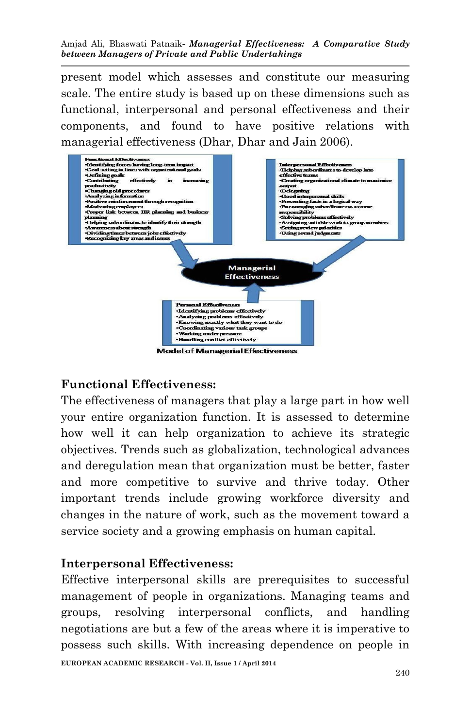present model which assesses and constitute our measuring scale. The entire study is based up on these dimensions such as functional, interpersonal and personal effectiveness and their components, and found to have positive relations with managerial effectiveness (Dhar, Dhar and Jain 2006).

**Functional Effectiveness**
- Identifying forces having long-term impact
- Goal setting in lines with organizational goals
- Defining goals
- Contributing effectively in increasing productivity
- Changing old procedures
- Analyzing information
- Positive reinforcement through recognition
- Motivating employees
- Proper link between HR planning and business planning
- Helping subordinates to identify their strength
- Awareness about strength
- Dividing times between jobs effectively
- Recognizing key areas and issues

**Interpersonal Effectiveness**
- Helping subordinates to develop into effective teams
- Creating organizational climate to maximize output
- Delegating
- Good interpersonal skills
- Presenting facts in a logical way
- Encouraging subordinates to assume responsibility
- Solving problems effectively
- Assigning suitable work to group members
- Setting review priorities
- Using sound judgments

**Managerial Effectiveness**

**Personal Effectiveness**
- Identifying problems effectively
- Analyzing problems effectively
- Knowing exactly what they want to do
- Coordinating various task groups
- Working under pressure
- Handling conflict effectively

Model of Managerial Effectiveness

## Functional Effectiveness:

The effectiveness of managers that play a large part in how well your entire organization function. It is assessed to determine how well it can help organization to achieve its strategic objectives. Trends such as globalization, technological advances and deregulation mean that organization must be better, faster and more competitive to survive and thrive today. Other important trends include growing workforce diversity and changes in the nature of work, such as the movement toward a service society and a growing emphasis on human capital.

## Interpersonal Effectiveness:

Effective interpersonal skills are prerequisites to successful management of people in organizations. Managing teams and groups, resolving interpersonal conflicts, and handling negotiations are but a few of the areas where it is imperative to possess such skills. With increasing dependence on people in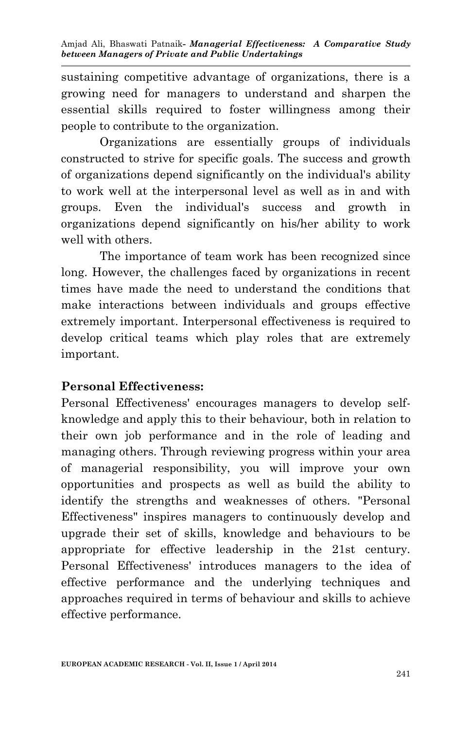sustaining competitive advantage of organizations, there is a growing need for managers to understand and sharpen the essential skills required to foster willingness among their people to contribute to the organization.

Organizations are essentially groups of individuals constructed to strive for specific goals. The success and growth of organizations depend significantly on the individual's ability to work well at the interpersonal level as well as in and with groups. Even the individual's success and growth in organizations depend significantly on his/her ability to work well with others.

The importance of team work has been recognized since long. However, the challenges faced by organizations in recent times have made the need to understand the conditions that make interactions between individuals and groups effective extremely important. Interpersonal effectiveness is required to develop critical teams which play roles that are extremely important.

**Personal Effectiveness:**

Personal Effectiveness' encourages managers to develop self-knowledge and apply this to their behaviour, both in relation to their own job performance and in the role of leading and managing others. Through reviewing progress within your area of managerial responsibility, you will improve your own opportunities and prospects as well as build the ability to identify the strengths and weaknesses of others. "Personal Effectiveness" inspires managers to continuously develop and upgrade their set of skills, knowledge and behaviours to be appropriate for effective leadership in the 21st century. Personal Effectiveness' introduces managers to the idea of effective performance and the underlying techniques and approaches required in terms of behaviour and skills to achieve effective performance.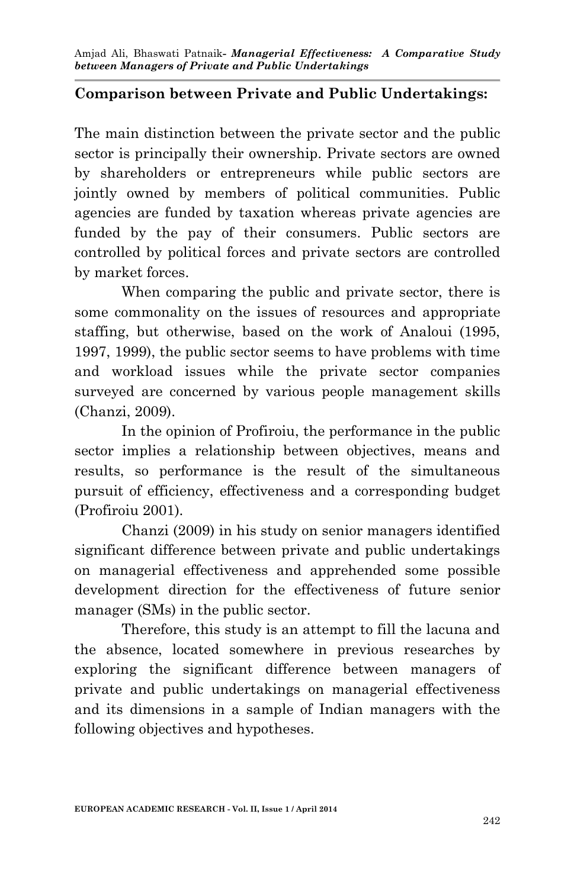**Comparison between Private and Public Undertakings:**

The main distinction between the private sector and the public sector is principally their ownership. Private sectors are owned by shareholders or entrepreneurs while public sectors are jointly owned by members of political communities. Public agencies are funded by taxation whereas private agencies are funded by the pay of their consumers. Public sectors are controlled by political forces and private sectors are controlled by market forces.

When comparing the public and private sector, there is some commonality on the issues of resources and appropriate staffing, but otherwise, based on the work of Analoui (1995, 1997, 1999), the public sector seems to have problems with time and workload issues while the private sector companies surveyed are concerned by various people management skills (Chanzi, 2009).

In the opinion of Profiroiu, the performance in the public sector implies a relationship between objectives, means and results, so performance is the result of the simultaneous pursuit of efficiency, effectiveness and a corresponding budget (Profiroiu 2001).

Chanzi (2009) in his study on senior managers identified significant difference between private and public undertakings on managerial effectiveness and apprehended some possible development direction for the effectiveness of future senior manager (SMs) in the public sector.

Therefore, this study is an attempt to fill the lacuna and the absence, located somewhere in previous researches by exploring the significant difference between managers of private and public undertakings on managerial effectiveness and its dimensions in a sample of Indian managers with the following objectives and hypotheses.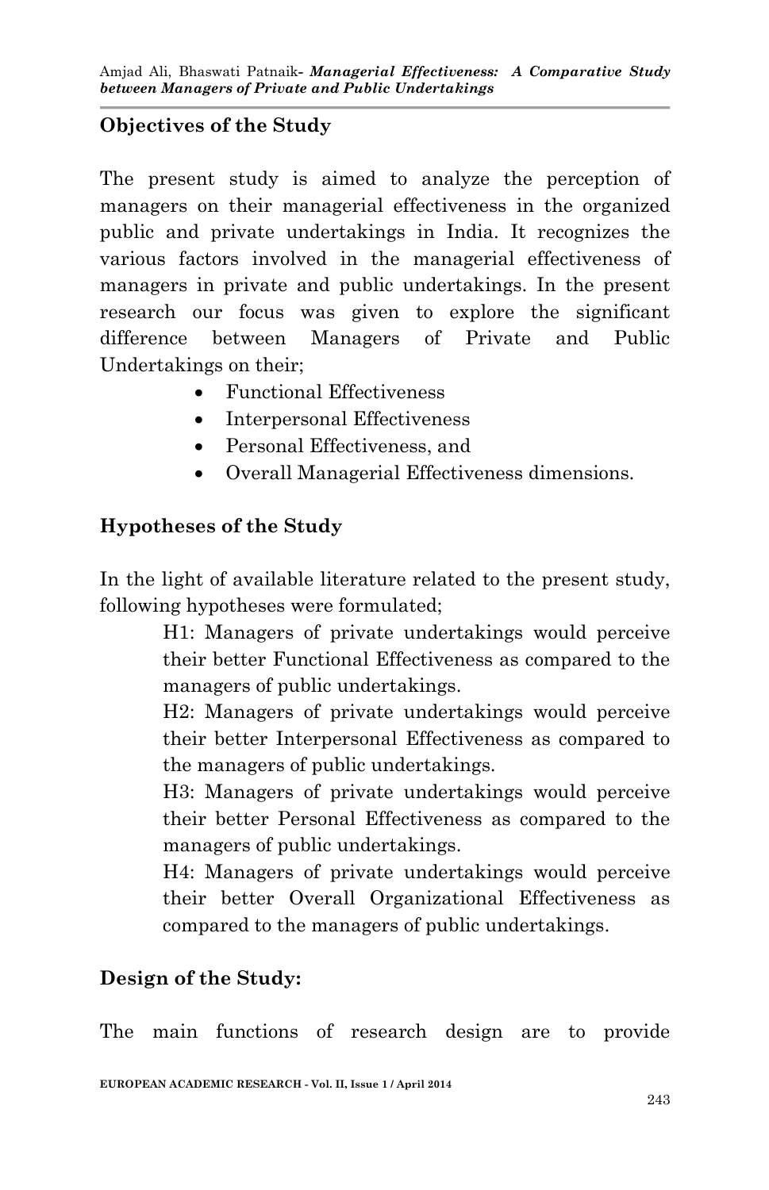## Objectives of the Study

The present study is aimed to analyze the perception of managers on their managerial effectiveness in the organized public and private undertakings in India. It recognizes the various factors involved in the managerial effectiveness of managers in private and public undertakings. In the present research our focus was given to explore the significant difference between Managers of Private and Public Undertakings on their;

- Functional Effectiveness
- Interpersonal Effectiveness
- Personal Effectiveness, and
- Overall Managerial Effectiveness dimensions.

## Hypotheses of the Study

In the light of available literature related to the present study, following hypotheses were formulated;

> H1: Managers of private undertakings would perceive their better Functional Effectiveness as compared to the managers of public undertakings.
>
> H2: Managers of private undertakings would perceive their better Interpersonal Effectiveness as compared to the managers of public undertakings.
>
> H3: Managers of private undertakings would perceive their better Personal Effectiveness as compared to the managers of public undertakings.
>
> H4: Managers of private undertakings would perceive their better Overall Organizational Effectiveness as compared to the managers of public undertakings.

## Design of the Study:

The main functions of research design are to provide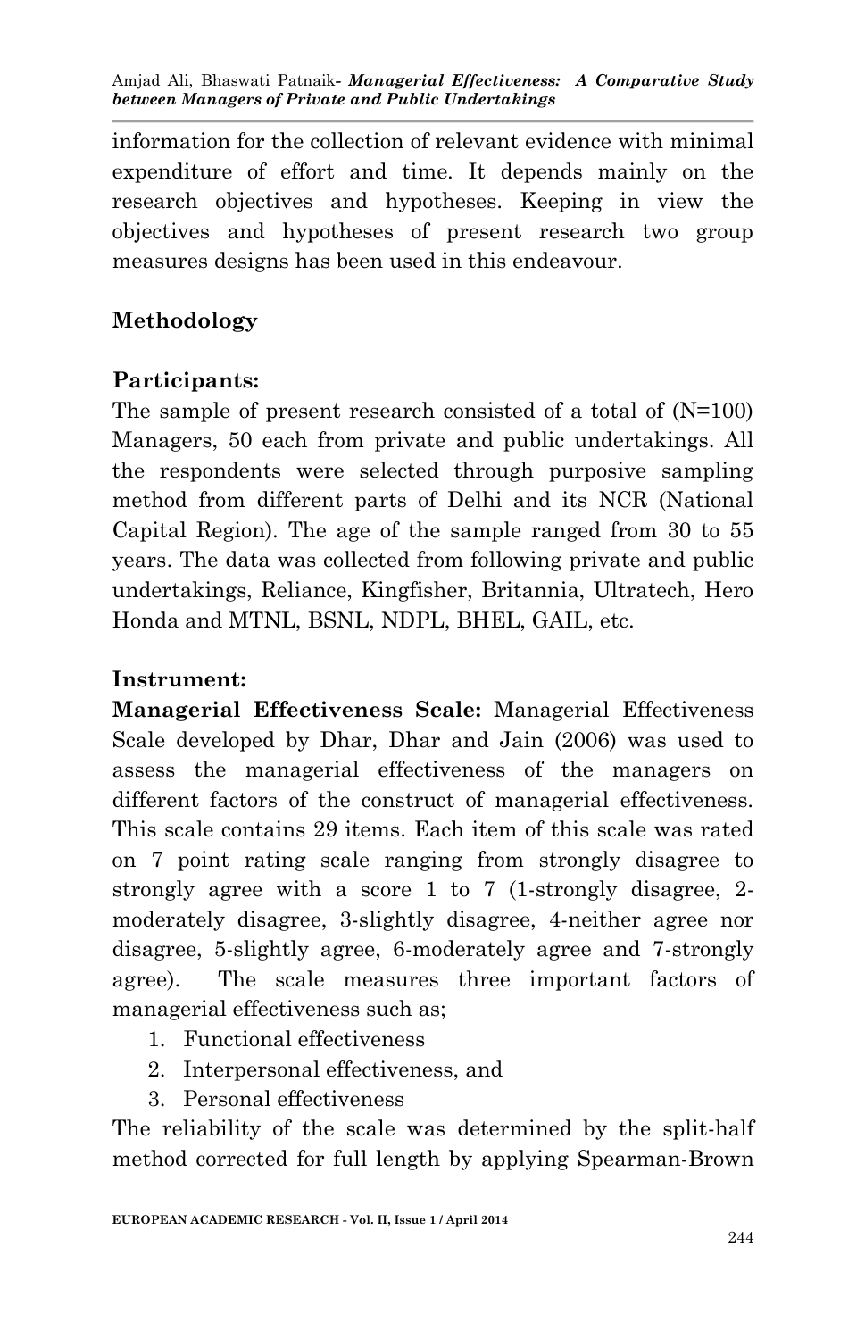information for the collection of relevant evidence with minimal expenditure of effort and time. It depends mainly on the research objectives and hypotheses. Keeping in view the objectives and hypotheses of present research two group measures designs has been used in this endeavour.

## Methodology

### Participants:

The sample of present research consisted of a total of (N=100) Managers, 50 each from private and public undertakings. All the respondents were selected through purposive sampling method from different parts of Delhi and its NCR (National Capital Region). The age of the sample ranged from 30 to 55 years. The data was collected from following private and public undertakings, Reliance, Kingfisher, Britannia, Ultratech, Hero Honda and MTNL, BSNL, NDPL, BHEL, GAIL, etc.

### Instrument:

**Managerial Effectiveness Scale:** Managerial Effectiveness Scale developed by Dhar, Dhar and Jain (2006) was used to assess the managerial effectiveness of the managers on different factors of the construct of managerial effectiveness. This scale contains 29 items. Each item of this scale was rated on 7 point rating scale ranging from strongly disagree to strongly agree with a score 1 to 7 (1-strongly disagree, 2-moderately disagree, 3-slightly disagree, 4-neither agree nor disagree, 5-slightly agree, 6-moderately agree and 7-strongly agree). The scale measures three important factors of managerial effectiveness such as;

1. Functional effectiveness
2. Interpersonal effectiveness, and
3. Personal effectiveness

The reliability of the scale was determined by the split-half method corrected for full length by applying Spearman-Brown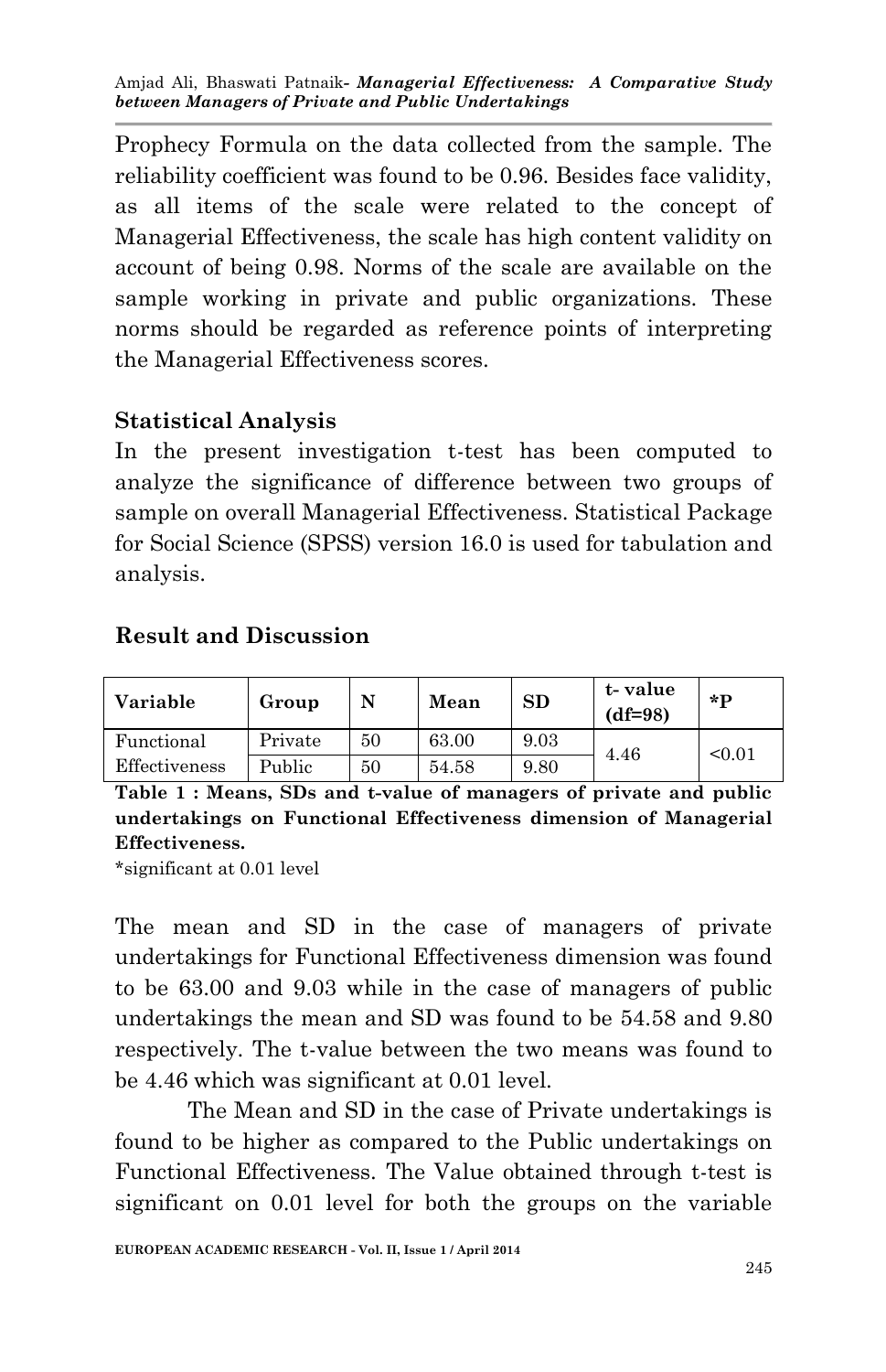Prophecy Formula on the data collected from the sample. The reliability coefficient was found to be 0.96. Besides face validity, as all items of the scale were related to the concept of Managerial Effectiveness, the scale has high content validity on account of being 0.98. Norms of the scale are available on the sample working in private and public organizations. These norms should be regarded as reference points of interpreting the Managerial Effectiveness scores.

## Statistical Analysis

In the present investigation t-test has been computed to analyze the significance of difference between two groups of sample on overall Managerial Effectiveness. Statistical Package for Social Science (SPSS) version 16.0 is used for tabulation and analysis.

## Result and Discussion

| Variable | Group | N | Mean | SD | t- value (df=98) | *P |
|---|---|---|---|---|---|---|
| Functional Effectiveness | Private | 50 | 63.00 | 9.03 | 4.46 | <0.01 |
| | Public | 50 | 54.58 | 9.80 | | |

**Table 1 : Means, SDs and t-value of managers of private and public undertakings on Functional Effectiveness dimension of Managerial Effectiveness.**

*significant at 0.01 level

The mean and SD in the case of managers of private undertakings for Functional Effectiveness dimension was found to be 63.00 and 9.03 while in the case of managers of public undertakings the mean and SD was found to be 54.58 and 9.80 respectively. The t-value between the two means was found to be 4.46 which was significant at 0.01 level.

The Mean and SD in the case of Private undertakings is found to be higher as compared to the Public undertakings on Functional Effectiveness. The Value obtained through t-test is significant on 0.01 level for both the groups on the variable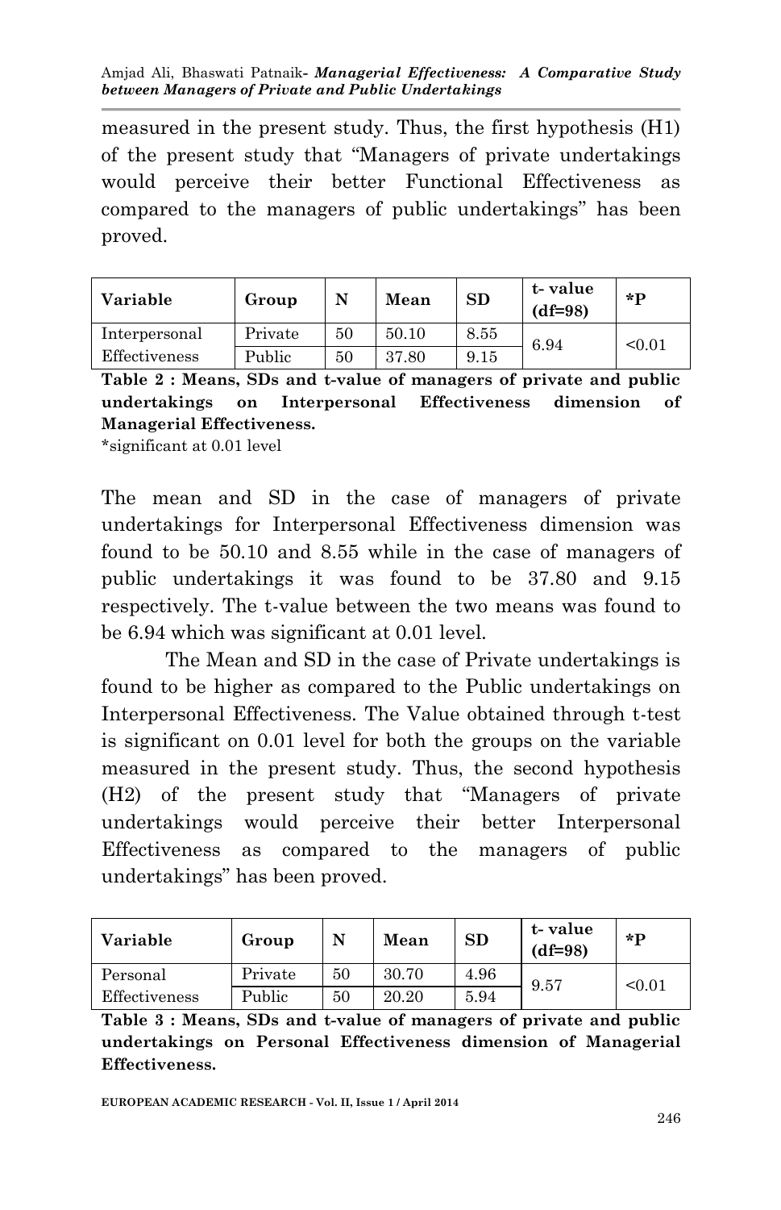measured in the present study. Thus, the first hypothesis (H1) of the present study that "Managers of private undertakings would perceive their better Functional Effectiveness as compared to the managers of public undertakings" has been proved.

| Variable | Group | N | Mean | SD | t- value (df=98) | *P |
|---|---|---|---|---|---|---|
| Interpersonal Effectiveness | Private | 50 | 50.10 | 8.55 | 6.94 | <0.01 |
| | Public | 50 | 37.80 | 9.15 | | |

**Table 2 : Means, SDs and t-value of managers of private and public undertakings on Interpersonal Effectiveness dimension of Managerial Effectiveness.**

*significant at 0.01 level

The mean and SD in the case of managers of private undertakings for Interpersonal Effectiveness dimension was found to be 50.10 and 8.55 while in the case of managers of public undertakings it was found to be 37.80 and 9.15 respectively. The t-value between the two means was found to be 6.94 which was significant at 0.01 level.

The Mean and SD in the case of Private undertakings is found to be higher as compared to the Public undertakings on Interpersonal Effectiveness. The Value obtained through t-test is significant on 0.01 level for both the groups on the variable measured in the present study. Thus, the second hypothesis (H2) of the present study that "Managers of private undertakings would perceive their better Interpersonal Effectiveness as compared to the managers of public undertakings" has been proved.

| Variable | Group | N | Mean | SD | t- value (df=98) | *P |
|---|---|---|---|---|---|---|
| Personal Effectiveness | Private | 50 | 30.70 | 4.96 | 9.57 | <0.01 |
| | Public | 50 | 20.20 | 5.94 | | |

**Table 3 : Means, SDs and t-value of managers of private and public undertakings on Personal Effectiveness dimension of Managerial Effectiveness.**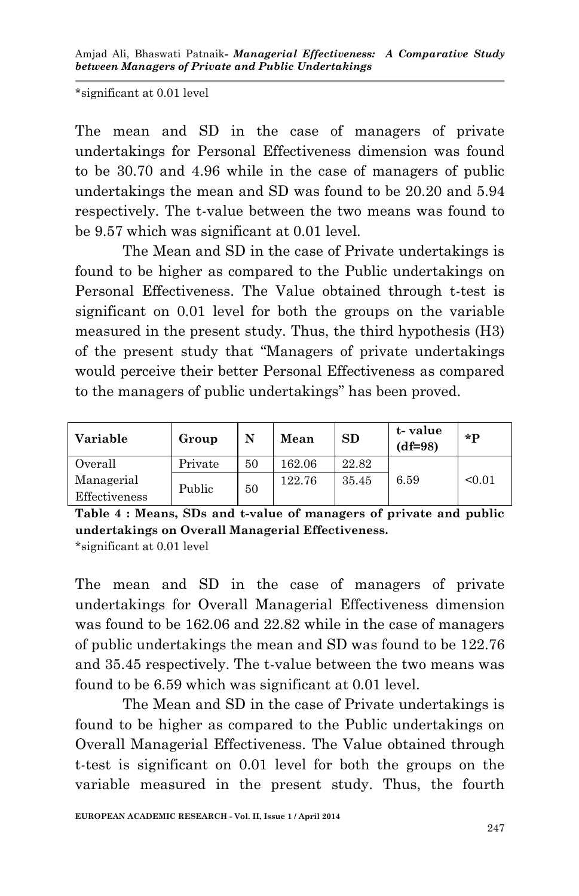*significant at 0.01 level

The mean and SD in the case of managers of private undertakings for Personal Effectiveness dimension was found to be 30.70 and 4.96 while in the case of managers of public undertakings the mean and SD was found to be 20.20 and 5.94 respectively. The t-value between the two means was found to be 9.57 which was significant at 0.01 level.

The Mean and SD in the case of Private undertakings is found to be higher as compared to the Public undertakings on Personal Effectiveness. The Value obtained through t-test is significant on 0.01 level for both the groups on the variable measured in the present study. Thus, the third hypothesis (H3) of the present study that "Managers of private undertakings would perceive their better Personal Effectiveness as compared to the managers of public undertakings" has been proved.

| Variable | Group | N | Mean | SD | t- value (df=98) | *P |
|---|---|---|---|---|---|---|
| Overall Managerial Effectiveness | Private | 50 | 162.06 | 22.82 | 6.59 | <0.01 |
| | Public | 50 | 122.76 | 35.45 | | |

**Table 4 : Means, SDs and t-value of managers of private and public undertakings on Overall Managerial Effectiveness.**

*significant at 0.01 level

The mean and SD in the case of managers of private undertakings for Overall Managerial Effectiveness dimension was found to be 162.06 and 22.82 while in the case of managers of public undertakings the mean and SD was found to be 122.76 and 35.45 respectively. The t-value between the two means was found to be 6.59 which was significant at 0.01 level.

The Mean and SD in the case of Private undertakings is found to be higher as compared to the Public undertakings on Overall Managerial Effectiveness. The Value obtained through t-test is significant on 0.01 level for both the groups on the variable measured in the present study. Thus, the fourth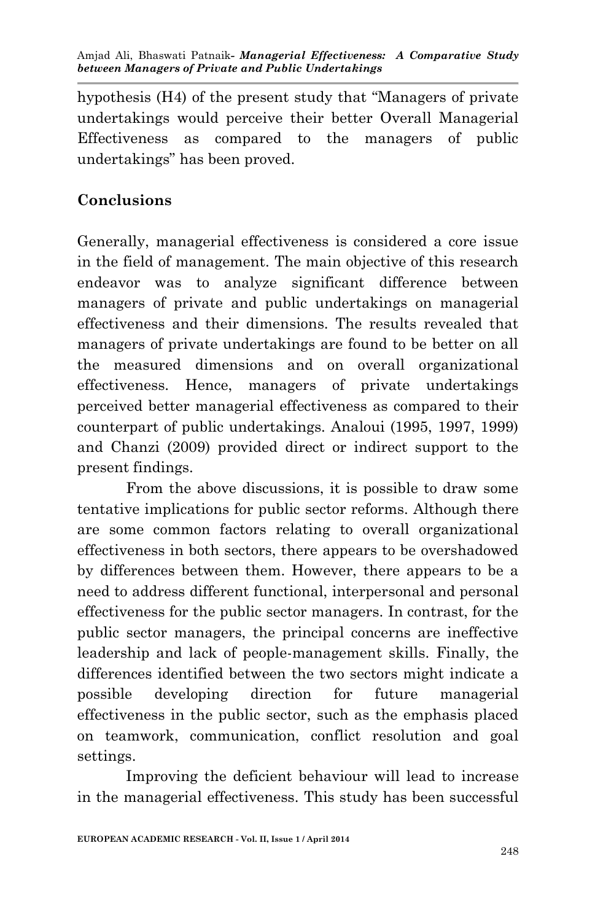hypothesis (H4) of the present study that "Managers of private undertakings would perceive their better Overall Managerial Effectiveness as compared to the managers of public undertakings" has been proved.

## Conclusions

Generally, managerial effectiveness is considered a core issue in the field of management. The main objective of this research endeavor was to analyze significant difference between managers of private and public undertakings on managerial effectiveness and their dimensions. The results revealed that managers of private undertakings are found to be better on all the measured dimensions and on overall organizational effectiveness. Hence, managers of private undertakings perceived better managerial effectiveness as compared to their counterpart of public undertakings. Analoui (1995, 1997, 1999) and Chanzi (2009) provided direct or indirect support to the present findings.

From the above discussions, it is possible to draw some tentative implications for public sector reforms. Although there are some common factors relating to overall organizational effectiveness in both sectors, there appears to be overshadowed by differences between them. However, there appears to be a need to address different functional, interpersonal and personal effectiveness for the public sector managers. In contrast, for the public sector managers, the principal concerns are ineffective leadership and lack of people-management skills. Finally, the differences identified between the two sectors might indicate a possible developing direction for future managerial effectiveness in the public sector, such as the emphasis placed on teamwork, communication, conflict resolution and goal settings.

Improving the deficient behaviour will lead to increase in the managerial effectiveness. This study has been successful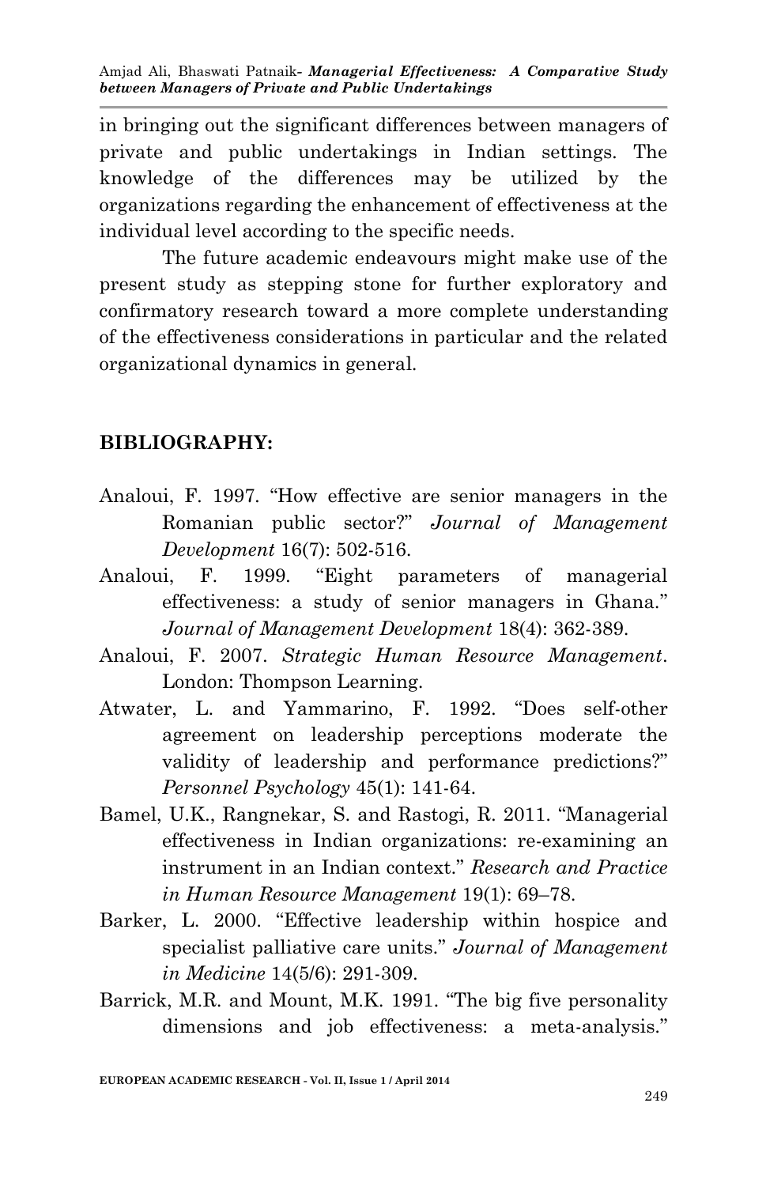in bringing out the significant differences between managers of private and public undertakings in Indian settings. The knowledge of the differences may be utilized by the organizations regarding the enhancement of effectiveness at the individual level according to the specific needs.

The future academic endeavours might make use of the present study as stepping stone for further exploratory and confirmatory research toward a more complete understanding of the effectiveness considerations in particular and the related organizational dynamics in general.

## BIBLIOGRAPHY:

Analoui, F. 1997. "How effective are senior managers in the Romanian public sector?" *Journal of Management Development* 16(7): 502-516.

Analoui, F. 1999. "Eight parameters of managerial effectiveness: a study of senior managers in Ghana." *Journal of Management Development* 18(4): 362-389.

Analoui, F. 2007. *Strategic Human Resource Management*. London: Thompson Learning.

Atwater, L. and Yammarino, F. 1992. "Does self-other agreement on leadership perceptions moderate the validity of leadership and performance predictions?" *Personnel Psychology* 45(1): 141-64.

Bamel, U.K., Rangnekar, S. and Rastogi, R. 2011. "Managerial effectiveness in Indian organizations: re-examining an instrument in an Indian context." *Research and Practice in Human Resource Management* 19(1): 69–78.

Barker, L. 2000. "Effective leadership within hospice and specialist palliative care units." *Journal of Management in Medicine* 14(5/6): 291-309.

Barrick, M.R. and Mount, M.K. 1991. "The big five personality dimensions and job effectiveness: a meta-analysis."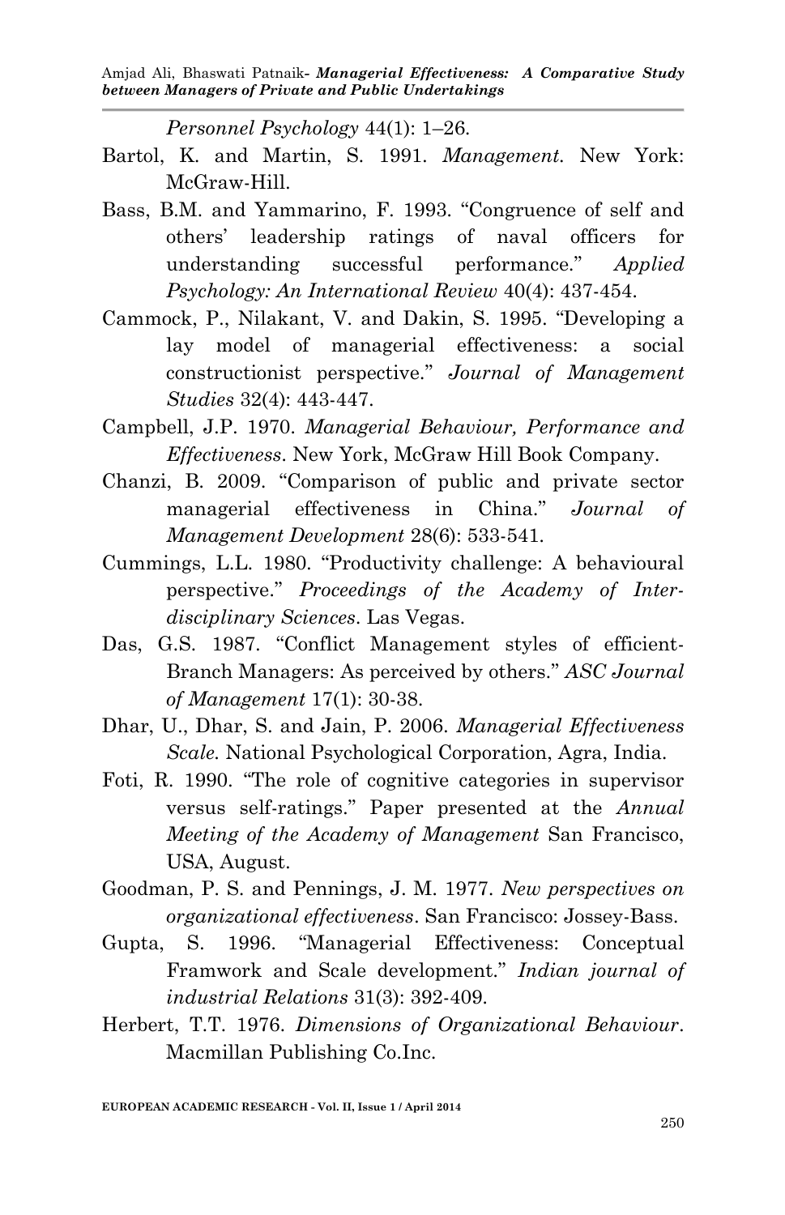*Personnel Psychology* 44(1): 1–26.

Bartol, K. and Martin, S. 1991. *Management.* New York: McGraw-Hill.

Bass, B.M. and Yammarino, F. 1993. "Congruence of self and others' leadership ratings of naval officers for understanding successful performance." *Applied Psychology: An International Review* 40(4): 437-454.

Cammock, P., Nilakant, V. and Dakin, S. 1995. "Developing a lay model of managerial effectiveness: a social constructionist perspective." *Journal of Management Studies* 32(4): 443-447.

Campbell, J.P. 1970. *Managerial Behaviour, Performance and Effectiveness*. New York, McGraw Hill Book Company.

Chanzi, B. 2009. "Comparison of public and private sector managerial effectiveness in China." *Journal of Management Development* 28(6): 533-541.

Cummings, L.L. 1980. "Productivity challenge: A behavioural perspective." *Proceedings of the Academy of Inter-disciplinary Sciences*. Las Vegas.

Das, G.S. 1987. "Conflict Management styles of efficient-Branch Managers: As perceived by others." *ASC Journal of Management* 17(1): 30-38.

Dhar, U., Dhar, S. and Jain, P. 2006. *Managerial Effectiveness Scale.* National Psychological Corporation, Agra, India.

Foti, R. 1990. "The role of cognitive categories in supervisor versus self-ratings." Paper presented at the *Annual Meeting of the Academy of Management* San Francisco, USA, August.

Goodman, P. S. and Pennings, J. M. 1977. *New perspectives on organizational effectiveness*. San Francisco: Jossey-Bass.

Gupta, S. 1996. "Managerial Effectiveness: Conceptual Framwork and Scale development." *Indian journal of industrial Relations* 31(3): 392-409.

Herbert, T.T. 1976. *Dimensions of Organizational Behaviour*. Macmillan Publishing Co.Inc.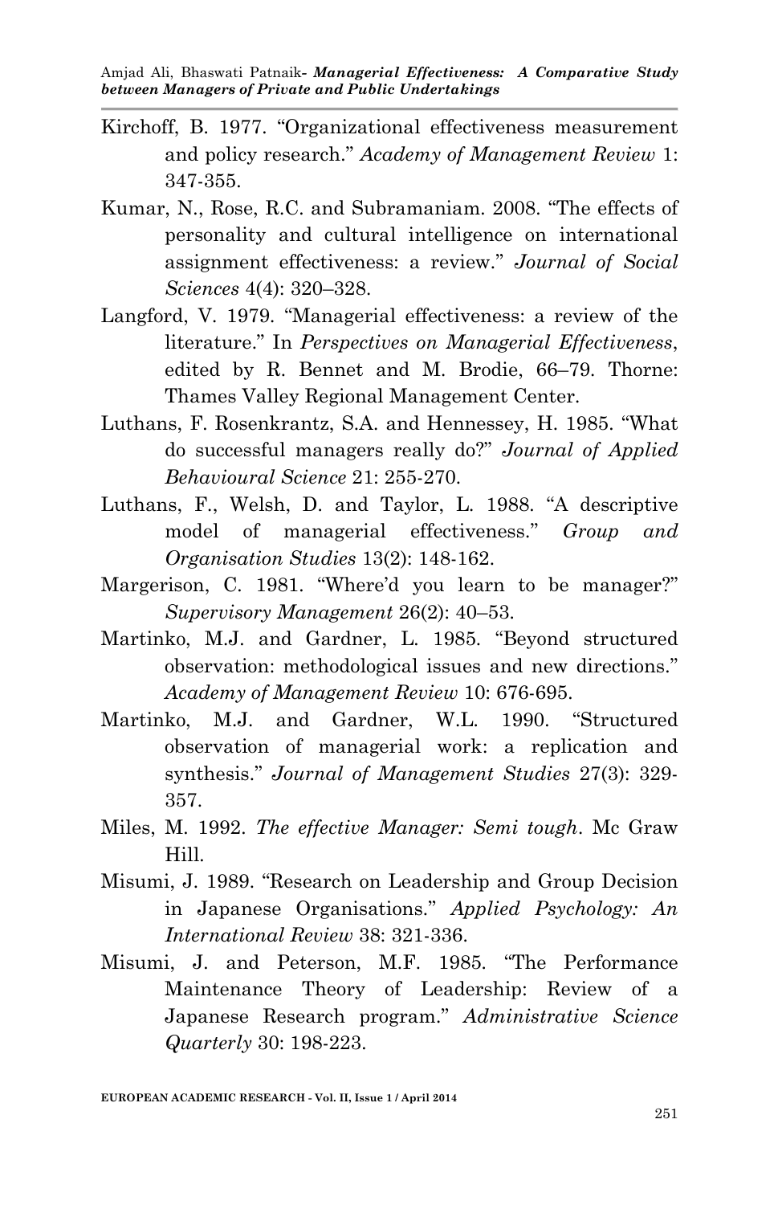Kirchoff, B. 1977. "Organizational effectiveness measurement and policy research." *Academy of Management Review* 1: 347-355.

Kumar, N., Rose, R.C. and Subramaniam. 2008. "The effects of personality and cultural intelligence on international assignment effectiveness: a review." *Journal of Social Sciences* 4(4): 320–328.

Langford, V. 1979. "Managerial effectiveness: a review of the literature." In *Perspectives on Managerial Effectiveness*, edited by R. Bennet and M. Brodie, 66–79. Thorne: Thames Valley Regional Management Center.

Luthans, F. Rosenkrantz, S.A. and Hennessey, H. 1985. "What do successful managers really do?" *Journal of Applied Behavioural Science* 21: 255-270.

Luthans, F., Welsh, D. and Taylor, L. 1988. "A descriptive model of managerial effectiveness." *Group and Organisation Studies* 13(2): 148-162.

Margerison, C. 1981. "Where'd you learn to be manager?" *Supervisory Management* 26(2): 40–53.

Martinko, M.J. and Gardner, L. 1985. "Beyond structured observation: methodological issues and new directions." *Academy of Management Review* 10: 676-695.

Martinko, M.J. and Gardner, W.L. 1990. "Structured observation of managerial work: a replication and synthesis." *Journal of Management Studies* 27(3): 329-357.

Miles, M. 1992. *The effective Manager: Semi tough*. Mc Graw Hill.

Misumi, J. 1989. "Research on Leadership and Group Decision in Japanese Organisations." *Applied Psychology: An International Review* 38: 321-336.

Misumi, J. and Peterson, M.F. 1985. "The Performance Maintenance Theory of Leadership: Review of a Japanese Research program." *Administrative Science Quarterly* 30: 198-223.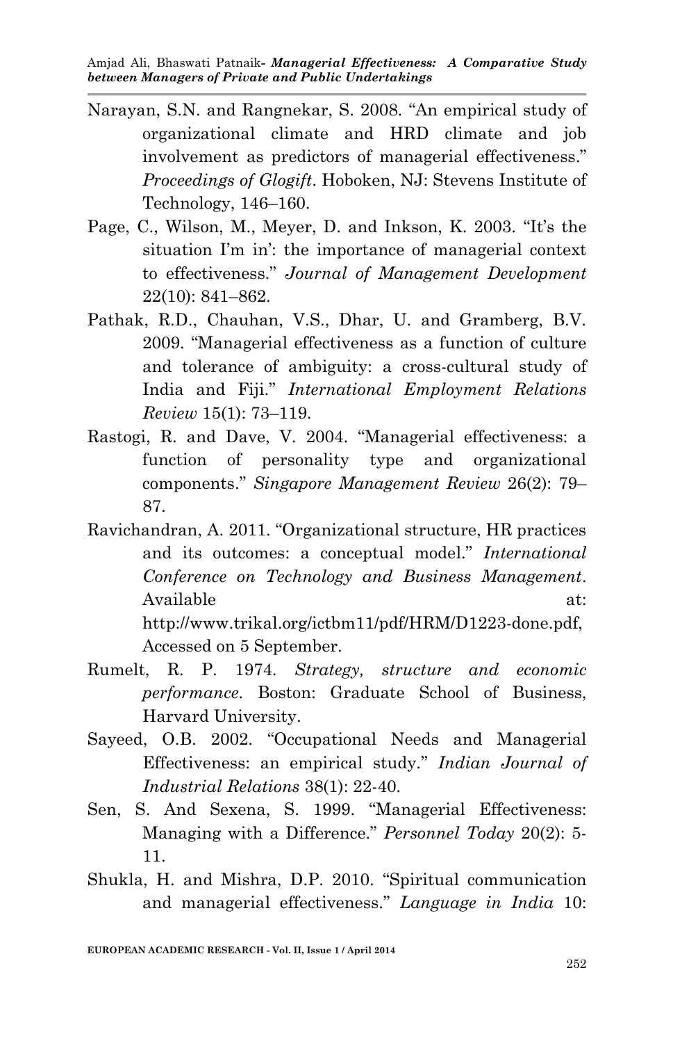Narayan, S.N. and Rangnekar, S. 2008. "An empirical study of organizational climate and HRD climate and job involvement as predictors of managerial effectiveness." *Proceedings of Glogift*. Hoboken, NJ: Stevens Institute of Technology, 146–160.

Page, C., Wilson, M., Meyer, D. and Inkson, K. 2003. "It's the situation I'm in': the importance of managerial context to effectiveness." *Journal of Management Development* 22(10): 841–862.

Pathak, R.D., Chauhan, V.S., Dhar, U. and Gramberg, B.V. 2009. "Managerial effectiveness as a function of culture and tolerance of ambiguity: a cross-cultural study of India and Fiji." *International Employment Relations Review* 15(1): 73–119.

Rastogi, R. and Dave, V. 2004. "Managerial effectiveness: a function of personality type and organizational components." *Singapore Management Review* 26(2): 79–87.

Ravichandran, A. 2011. "Organizational structure, HR practices and its outcomes: a conceptual model." *International Conference on Technology and Business Management*. Available at: http://www.trikal.org/ictbm11/pdf/HRM/D1223-done.pdf, Accessed on 5 September.

Rumelt, R. P. 1974. *Strategy, structure and economic performance*. Boston: Graduate School of Business, Harvard University.

Sayeed, O.B. 2002. "Occupational Needs and Managerial Effectiveness: an empirical study." *Indian Journal of Industrial Relations* 38(1): 22-40.

Sen, S. And Sexena, S. 1999. "Managerial Effectiveness: Managing with a Difference." *Personnel Today* 20(2): 5-11.

Shukla, H. and Mishra, D.P. 2010. "Spiritual communication and managerial effectiveness." *Language in India* 10: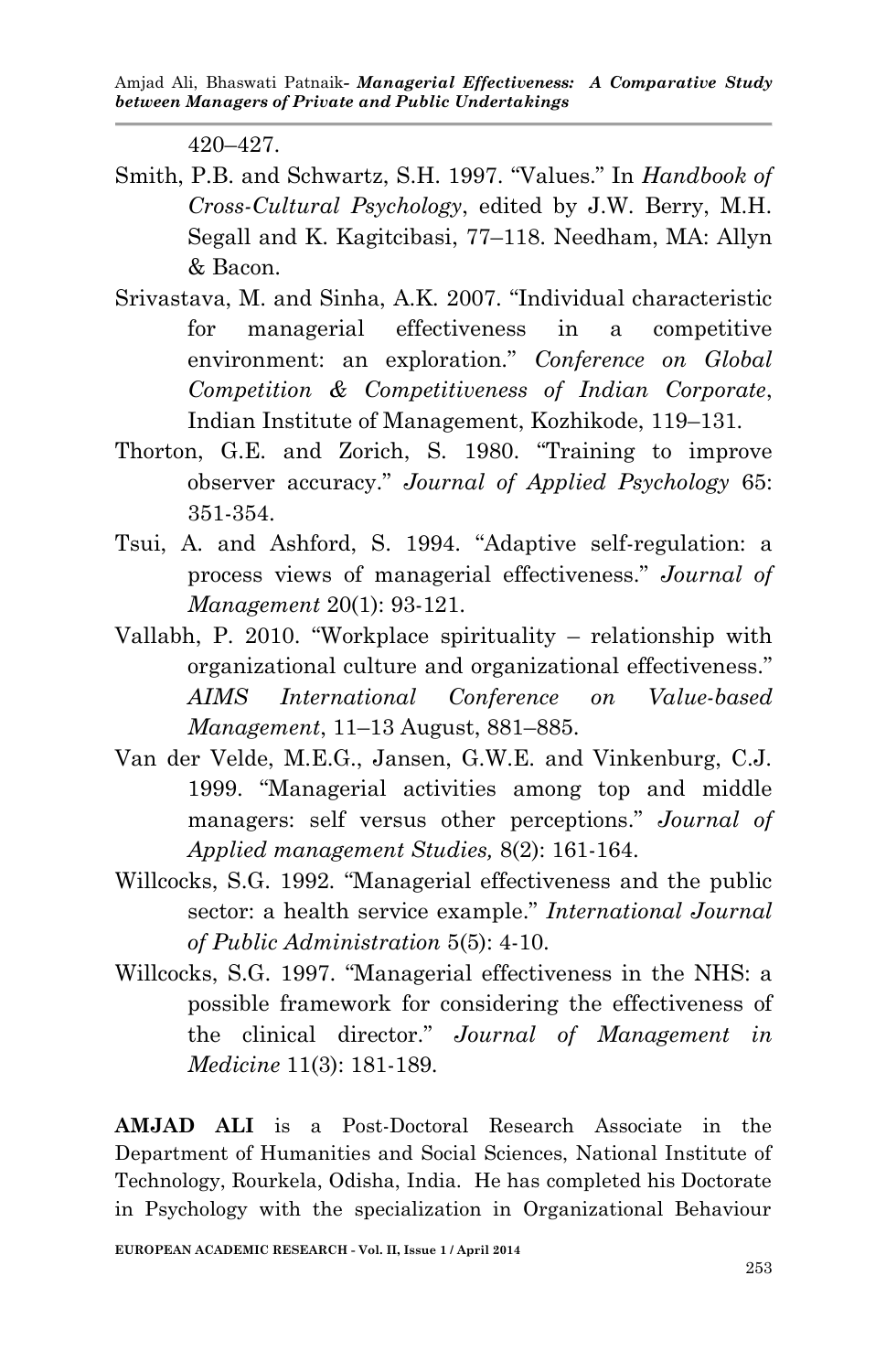420–427.

Smith, P.B. and Schwartz, S.H. 1997. "Values." In *Handbook of Cross-Cultural Psychology*, edited by J.W. Berry, M.H. Segall and K. Kagitcibasi, 77–118. Needham, MA: Allyn & Bacon.

Srivastava, M. and Sinha, A.K. 2007. "Individual characteristic for managerial effectiveness in a competitive environment: an exploration." *Conference on Global Competition & Competitiveness of Indian Corporate*, Indian Institute of Management, Kozhikode, 119–131.

Thorton, G.E. and Zorich, S. 1980. "Training to improve observer accuracy." *Journal of Applied Psychology* 65: 351-354.

Tsui, A. and Ashford, S. 1994. "Adaptive self-regulation: a process views of managerial effectiveness." *Journal of Management* 20(1): 93-121.

Vallabh, P. 2010. "Workplace spirituality – relationship with organizational culture and organizational effectiveness." *AIMS International Conference on Value-based Management*, 11–13 August, 881–885.

Van der Velde, M.E.G., Jansen, G.W.E. and Vinkenburg, C.J. 1999. "Managerial activities among top and middle managers: self versus other perceptions." *Journal of Applied management Studies,* 8(2): 161-164.

Willcocks, S.G. 1992. "Managerial effectiveness and the public sector: a health service example." *International Journal of Public Administration* 5(5): 4-10.

Willcocks, S.G. 1997. "Managerial effectiveness in the NHS: a possible framework for considering the effectiveness of the clinical director." *Journal of Management in Medicine* 11(3): 181-189.

**AMJAD ALI** is a Post-Doctoral Research Associate in the Department of Humanities and Social Sciences, National Institute of Technology, Rourkela, Odisha, India. He has completed his Doctorate in Psychology with the specialization in Organizational Behaviour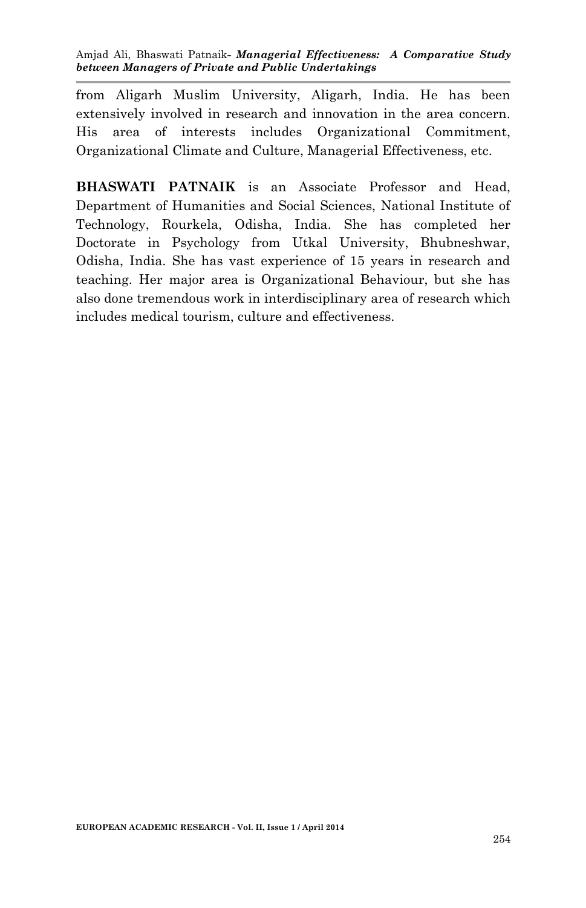from Aligarh Muslim University, Aligarh, India. He has been extensively involved in research and innovation in the area concern. His area of interests includes Organizational Commitment, Organizational Climate and Culture, Managerial Effectiveness, etc.

**BHASWATI PATNAIK** is an Associate Professor and Head, Department of Humanities and Social Sciences, National Institute of Technology, Rourkela, Odisha, India. She has completed her Doctorate in Psychology from Utkal University, Bhubneshwar, Odisha, India. She has vast experience of 15 years in research and teaching. Her major area is Organizational Behaviour, but she has also done tremendous work in interdisciplinary area of research which includes medical tourism, culture and effectiveness.